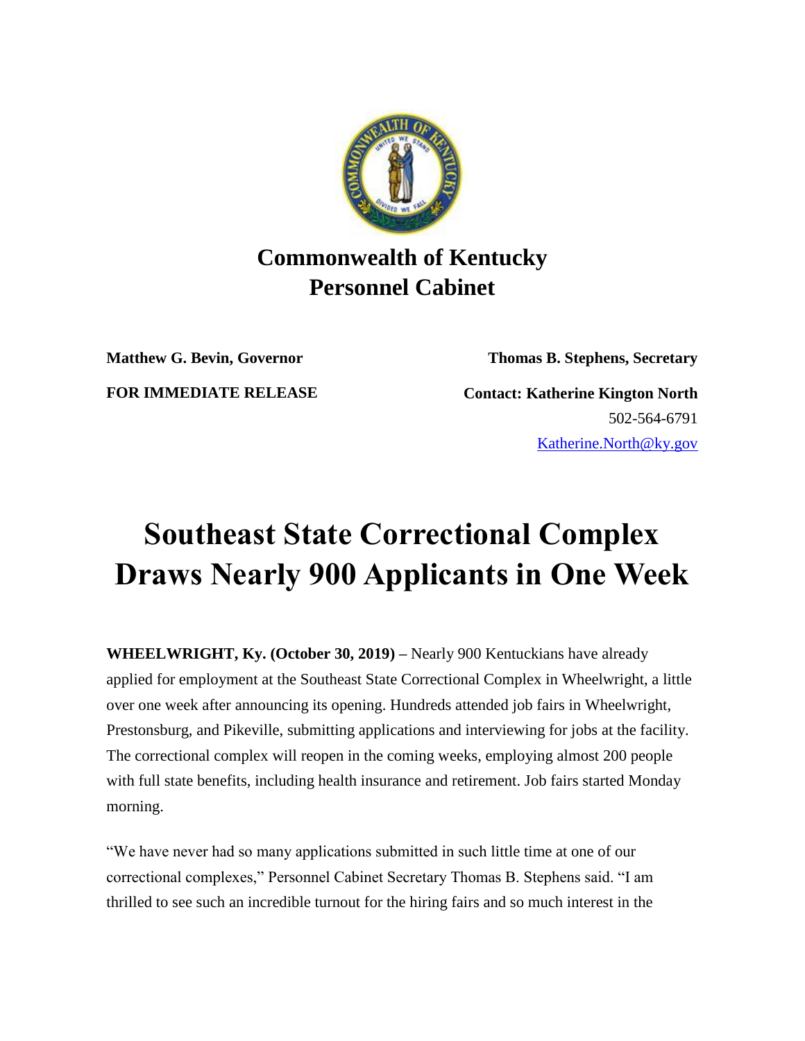**Commonwealth of Kentucky**
**Personnel Cabinet**

**Matthew G. Bevin, Governor**

**Thomas B. Stephens, Secretary**

**FOR IMMEDIATE RELEASE**

**Contact: Katherine Kington North**
502-564-6791
Katherine.North@ky.gov

# Southeast State Correctional Complex Draws Nearly 900 Applicants in One Week

**WHEELWRIGHT, Ky. (October 30, 2019) –** Nearly 900 Kentuckians have already applied for employment at the Southeast State Correctional Complex in Wheelwright, a little over one week after announcing its opening. Hundreds attended job fairs in Wheelwright, Prestonsburg, and Pikeville, submitting applications and interviewing for jobs at the facility. The correctional complex will reopen in the coming weeks, employing almost 200 people with full state benefits, including health insurance and retirement. Job fairs started Monday morning.

"We have never had so many applications submitted in such little time at one of our correctional complexes," Personnel Cabinet Secretary Thomas B. Stephens said. "I am thrilled to see such an incredible turnout for the hiring fairs and so much interest in the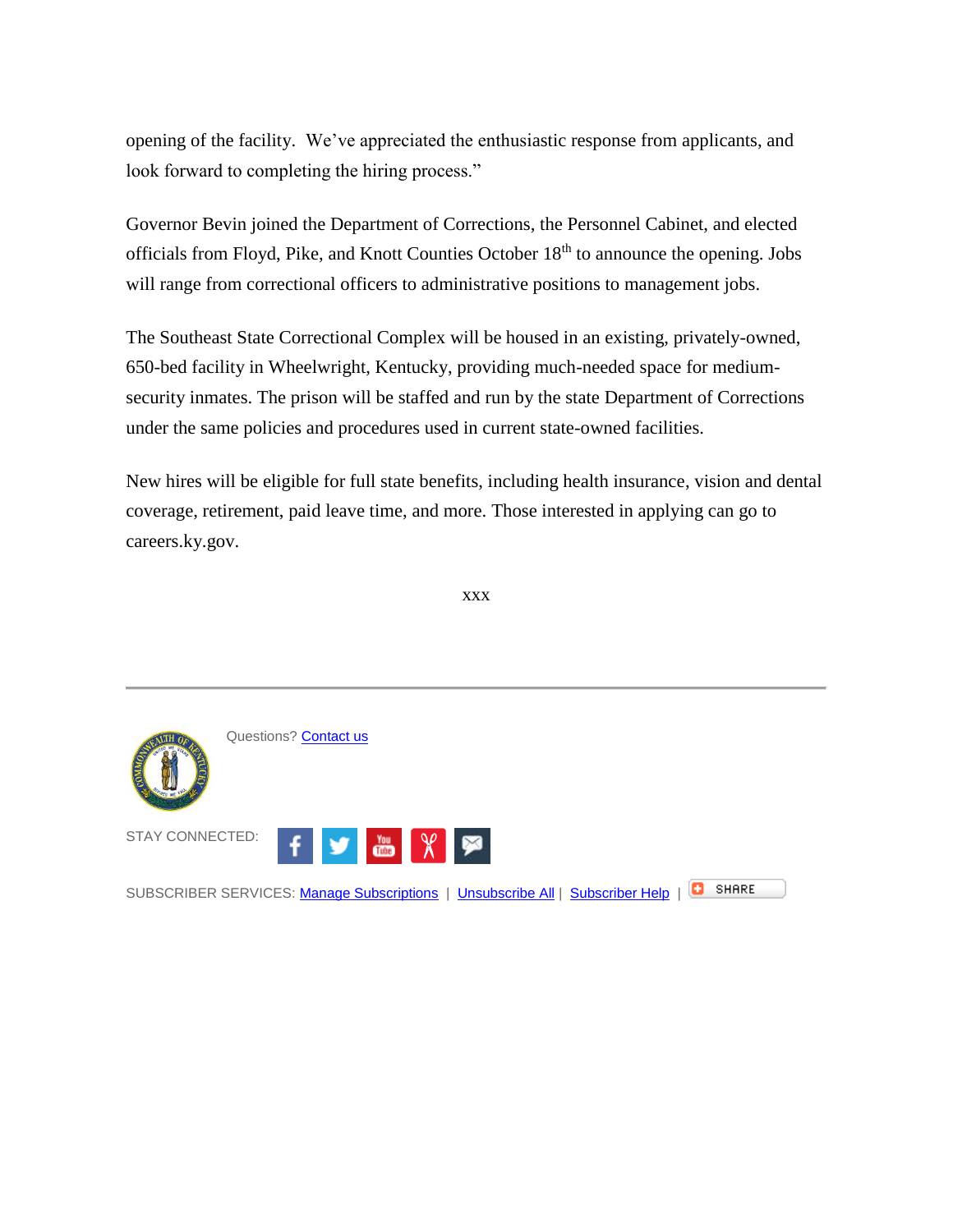opening of the facility. We've appreciated the enthusiastic response from applicants, and look forward to completing the hiring process."

Governor Bevin joined the Department of Corrections, the Personnel Cabinet, and elected officials from Floyd, Pike, and Knott Counties October 18th to announce the opening. Jobs will range from correctional officers to administrative positions to management jobs.

The Southeast State Correctional Complex will be housed in an existing, privately-owned, 650-bed facility in Wheelwright, Kentucky, providing much-needed space for medium-security inmates. The prison will be staffed and run by the state Department of Corrections under the same policies and procedures used in current state-owned facilities.

New hires will be eligible for full state benefits, including health insurance, vision and dental coverage, retirement, paid leave time, and more. Those interested in applying can go to careers.ky.gov.

xxx

---

Questions? Contact us

STAY CONNECTED:

SUBSCRIBER SERVICES: Manage Subscriptions | Unsubscribe All | Subscriber Help | SHARE